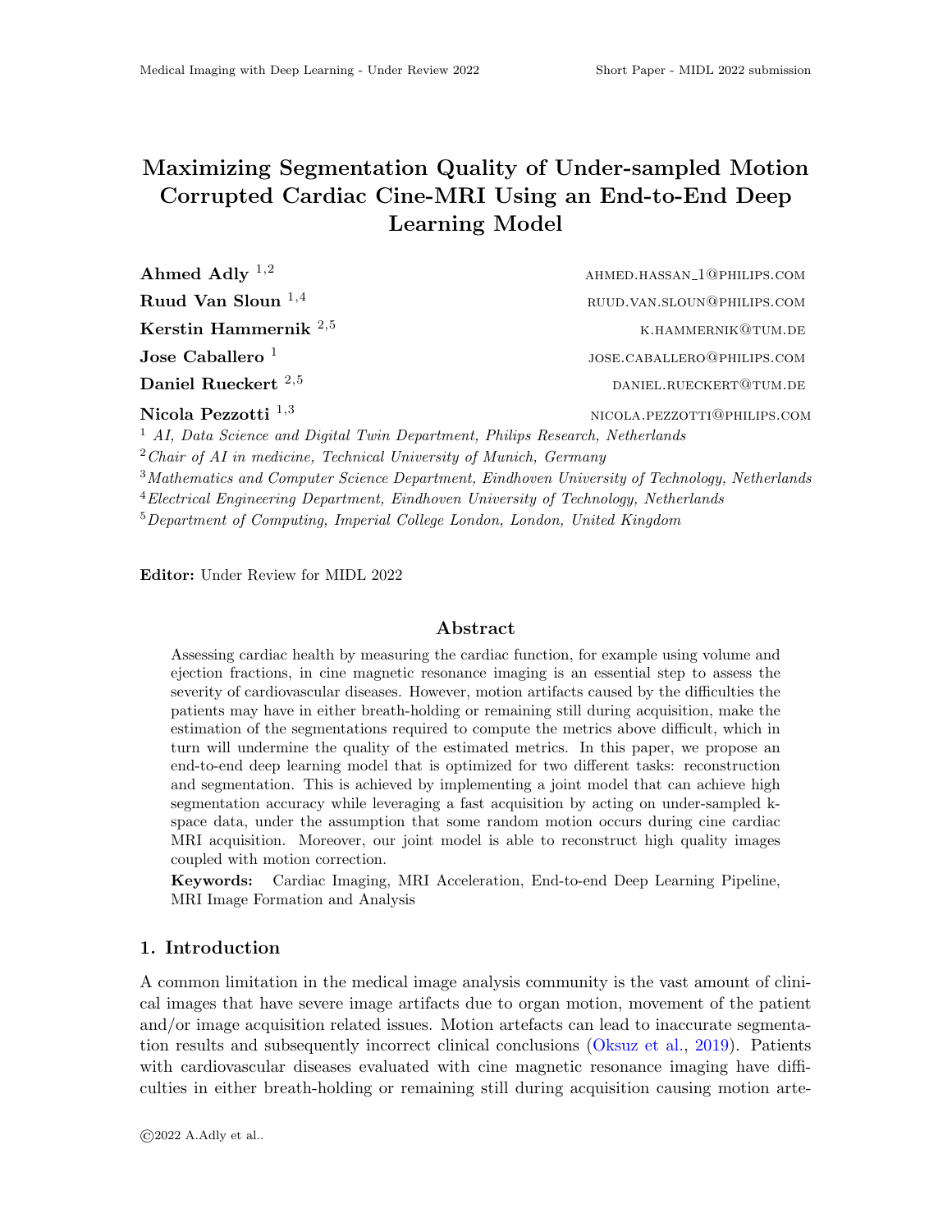# Maximizing Segmentation Quality of Under-sampled Motion Corrupted Cardiac Cine-MRI Using an End-to-End Deep Learning Model

**Ahmed Adly** [1,2] ahmed.hassan_1@philips.com

**Ruud Van Sloun** [1,4] ruud.van.sloun@philips.com

**Kerstin Hammernik** [2,5] k.hammernik@tum.de

**Jose Caballero** [1] jose.caballero@philips.com

**Daniel Rueckert** [2,5] daniel.rueckert@tum.de

**Nicola Pezzotti** [1,3] nicola.pezzotti@philips.com

[1] *AI, Data Science and Digital Twin Department, Philips Research, Netherlands*

[2] *Chair of AI in medicine, Technical University of Munich, Germany*

[3] *Mathematics and Computer Science Department, Eindhoven University of Technology, Netherlands*

[4] *Electrical Engineering Department, Eindhoven University of Technology, Netherlands*

[5] *Department of Computing, Imperial College London, London, United Kingdom*

**Editor:** Under Review for MIDL 2022

## Abstract

Assessing cardiac health by measuring the cardiac function, for example using volume and ejection fractions, in cine magnetic resonance imaging is an essential step to assess the severity of cardiovascular diseases. However, motion artifacts caused by the difficulties the patients may have in either breath-holding or remaining still during acquisition, make the estimation of the segmentations required to compute the metrics above difficult, which in turn will undermine the quality of the estimated metrics. In this paper, we propose an end-to-end deep learning model that is optimized for two different tasks: reconstruction and segmentation. This is achieved by implementing a joint model that can achieve high segmentation accuracy while leveraging a fast acquisition by acting on under-sampled k-space data, under the assumption that some random motion occurs during cine cardiac MRI acquisition. Moreover, our joint model is able to reconstruct high quality images coupled with motion correction.

**Keywords:** Cardiac Imaging, MRI Acceleration, End-to-end Deep Learning Pipeline, MRI Image Formation and Analysis

## 1. Introduction

A common limitation in the medical image analysis community is the vast amount of clinical images that have severe image artifacts due to organ motion, movement of the patient and/or image acquisition related issues. Motion artefacts can lead to inaccurate segmentation results and subsequently incorrect clinical conclusions (Oksuz et al., 2019). Patients with cardiovascular diseases evaluated with cine magnetic resonance imaging have difficulties in either breath-holding or remaining still during acquisition causing motion arte-

©2022 A.Adly et al..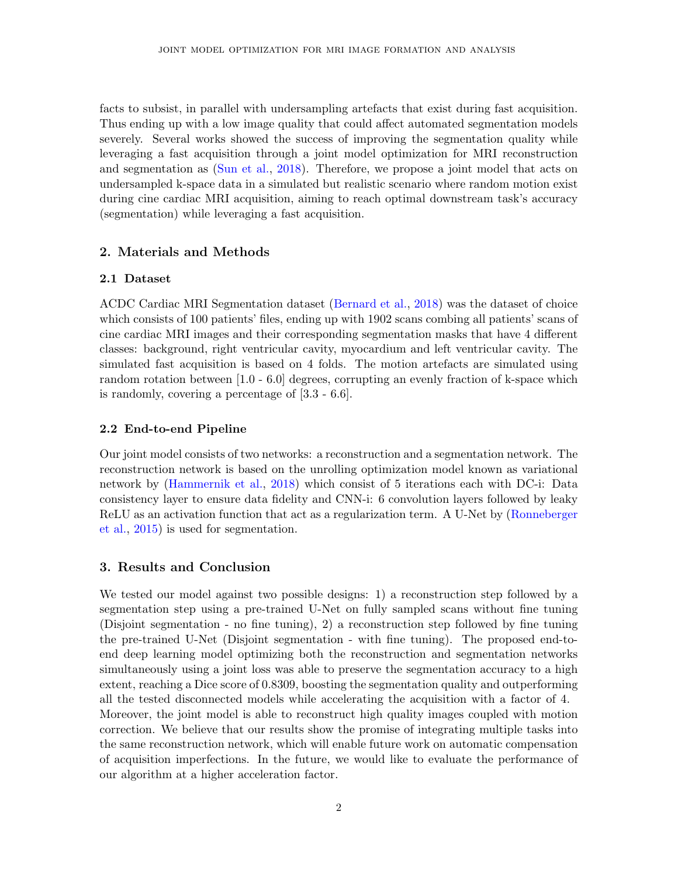facts to subsist, in parallel with undersampling artefacts that exist during fast acquisition. Thus ending up with a low image quality that could affect automated segmentation models severely. Several works showed the success of improving the segmentation quality while leveraging a fast acquisition through a joint model optimization for MRI reconstruction and segmentation as (Sun et al., 2018). Therefore, we propose a joint model that acts on undersampled k-space data in a simulated but realistic scenario where random motion exist during cine cardiac MRI acquisition, aiming to reach optimal downstream task's accuracy (segmentation) while leveraging a fast acquisition.

## 2. Materials and Methods

### 2.1 Dataset

ACDC Cardiac MRI Segmentation dataset (Bernard et al., 2018) was the dataset of choice which consists of 100 patients' files, ending up with 1902 scans combing all patients' scans of cine cardiac MRI images and their corresponding segmentation masks that have 4 different classes: background, right ventricular cavity, myocardium and left ventricular cavity. The simulated fast acquisition is based on 4 folds. The motion artefacts are simulated using random rotation between [1.0 - 6.0] degrees, corrupting an evenly fraction of k-space which is randomly, covering a percentage of [3.3 - 6.6].

### 2.2 End-to-end Pipeline

Our joint model consists of two networks: a reconstruction and a segmentation network. The reconstruction network is based on the unrolling optimization model known as variational network by (Hammernik et al., 2018) which consist of 5 iterations each with DC-i: Data consistency layer to ensure data fidelity and CNN-i: 6 convolution layers followed by leaky ReLU as an activation function that act as a regularization term. A U-Net by (Ronneberger et al., 2015) is used for segmentation.

## 3. Results and Conclusion

We tested our model against two possible designs: 1) a reconstruction step followed by a segmentation step using a pre-trained U-Net on fully sampled scans without fine tuning (Disjoint segmentation - no fine tuning), 2) a reconstruction step followed by fine tuning the pre-trained U-Net (Disjoint segmentation - with fine tuning). The proposed end-to-end deep learning model optimizing both the reconstruction and segmentation networks simultaneously using a joint loss was able to preserve the segmentation accuracy to a high extent, reaching a Dice score of 0.8309, boosting the segmentation quality and outperforming all the tested disconnected models while accelerating the acquisition with a factor of 4. Moreover, the joint model is able to reconstruct high quality images coupled with motion correction. We believe that our results show the promise of integrating multiple tasks into the same reconstruction network, which will enable future work on automatic compensation of acquisition imperfections. In the future, we would like to evaluate the performance of our algorithm at a higher acceleration factor.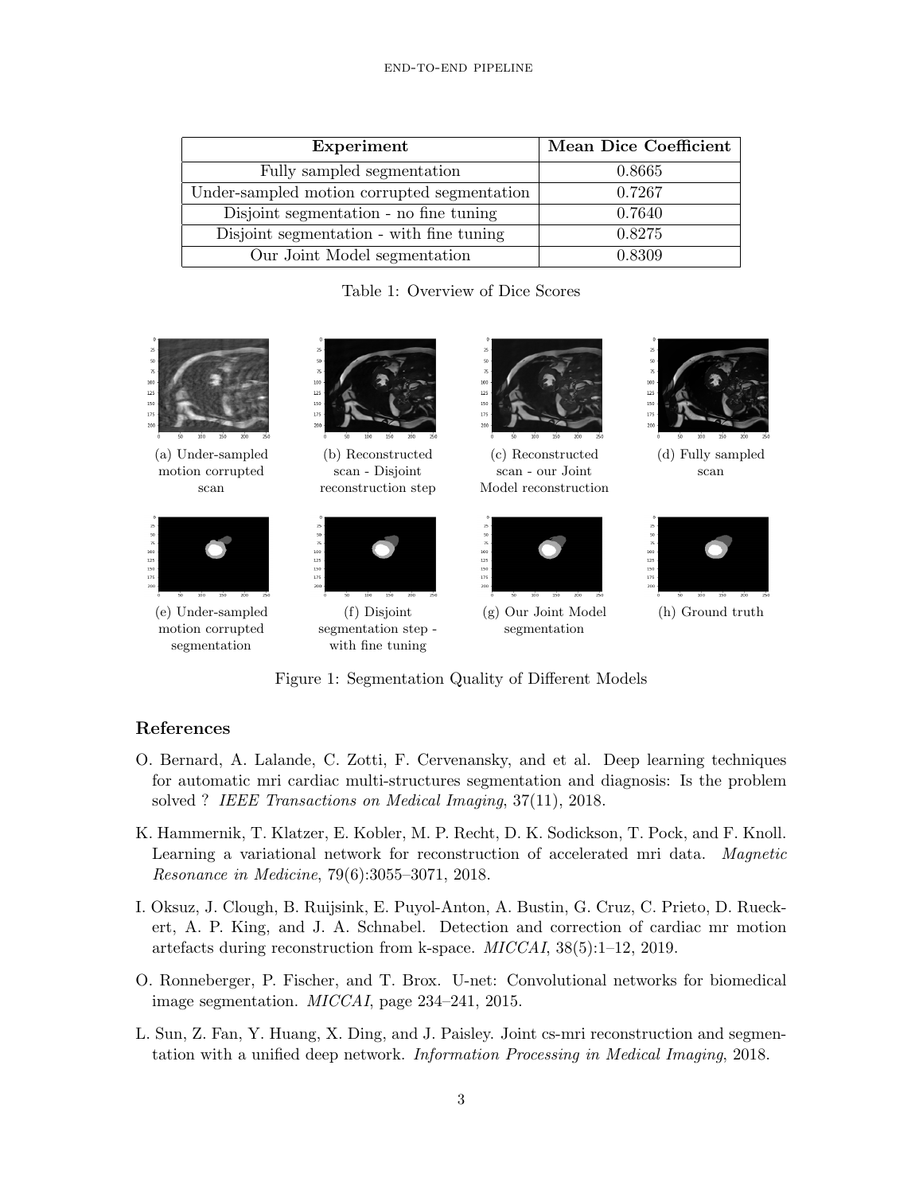| Experiment | Mean Dice Coefficient |
|---|---|
| Fully sampled segmentation | 0.8665 |
| Under-sampled motion corrupted segmentation | 0.7267 |
| Disjoint segmentation - no fine tuning | 0.7640 |
| Disjoint segmentation - with fine tuning | 0.8275 |
| Our Joint Model segmentation | 0.8309 |

Table 1: Overview of Dice Scores

(a) Under-sampled motion corrupted scan

(b) Reconstructed scan - Disjoint reconstruction step

(c) Reconstructed scan - our Joint Model reconstruction

(d) Fully sampled scan

(e) Under-sampled motion corrupted segmentation

(f) Disjoint segmentation step - with fine tuning

(g) Our Joint Model segmentation

(h) Ground truth

Figure 1: Segmentation Quality of Different Models

## References

O. Bernard, A. Lalande, C. Zotti, F. Cervenansky, and et al. Deep learning techniques for automatic mri cardiac multi-structures segmentation and diagnosis: Is the problem solved ? *IEEE Transactions on Medical Imaging*, 37(11), 2018.

K. Hammernik, T. Klatzer, E. Kobler, M. P. Recht, D. K. Sodickson, T. Pock, and F. Knoll. Learning a variational network for reconstruction of accelerated mri data. *Magnetic Resonance in Medicine*, 79(6):3055–3071, 2018.

I. Oksuz, J. Clough, B. Ruijsink, E. Puyol-Anton, A. Bustin, G. Cruz, C. Prieto, D. Rueckert, A. P. King, and J. A. Schnabel. Detection and correction of cardiac mr motion artefacts during reconstruction from k-space. *MICCAI*, 38(5):1–12, 2019.

O. Ronneberger, P. Fischer, and T. Brox. U-net: Convolutional networks for biomedical image segmentation. *MICCAI*, page 234–241, 2015.

L. Sun, Z. Fan, Y. Huang, X. Ding, and J. Paisley. Joint cs-mri reconstruction and segmentation with a unified deep network. *Information Processing in Medical Imaging*, 2018.